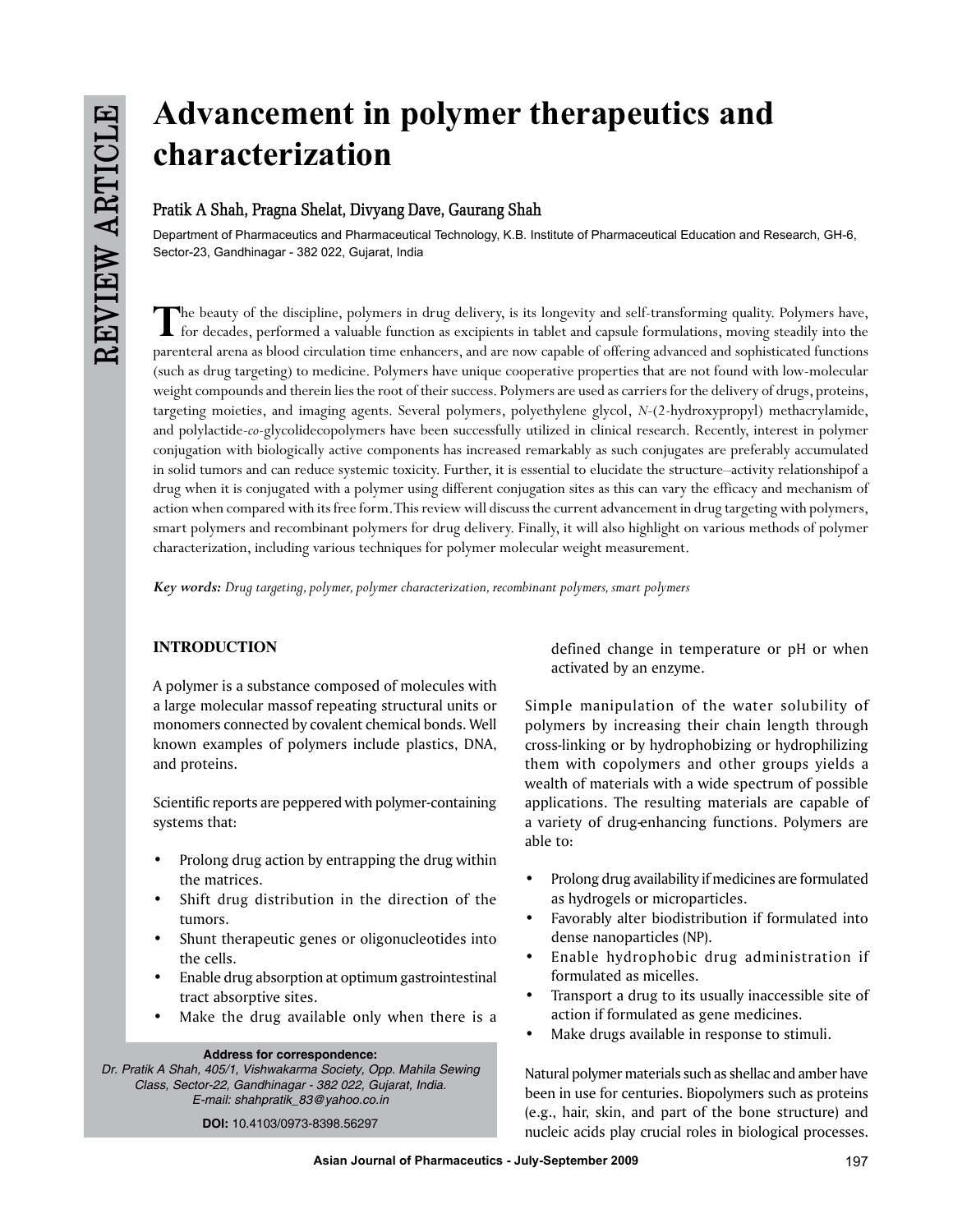# Advancement in polymer therapeutics and characterization

**Pratik A Shah, Pragna Shelat, Divyang Dave, Gaurang Shah**

Department of Pharmaceutics and Pharmaceutical Technology, K.B. Institute of Pharmaceutical Education and Research, GH-6, Sector-23, Gandhinagar - 382 022, Gujarat, India

The beauty of the discipline, polymers in drug delivery, is its longevity and self-transforming quality. Polymers have, for decades, performed a valuable function as excipients in tablet and capsule formulations, moving steadily into the parenteral arena as blood circulation time enhancers, and are now capable of offering advanced and sophisticated functions (such as drug targeting) to medicine. Polymers have unique cooperative properties that are not found with low-molecular weight compounds and therein lies the root of their success. Polymers are used as carriers for the delivery of drugs, proteins, targeting moieties, and imaging agents. Several polymers, polyethylene glycol, *N*-(2-hydroxypropyl) methacrylamide, and polylactide-*co*-glycolidecopolymers have been successfully utilized in clinical research. Recently, interest in polymer conjugation with biologically active components has increased remarkably as such conjugates are preferably accumulated in solid tumors and can reduce systemic toxicity. Further, it is essential to elucidate the structure–activity relationshipof a drug when it is conjugated with a polymer using different conjugation sites as this can vary the efficacy and mechanism of action when compared with its free form.This review will discuss the current advancement in drug targeting with polymers, smart polymers and recombinant polymers for drug delivery. Finally, it will also highlight on various methods of polymer characterization, including various techniques for polymer molecular weight measurement.

***Key words:*** *Drug targeting, polymer, polymer characterization, recombinant polymers, smart polymers*

## INTRODUCTION

A polymer is a substance composed of molecules with a large molecular massof repeating structural units or monomers connected by covalent chemical bonds. Well known examples of polymers include plastics, DNA, and proteins.

Scientific reports are peppered with polymer-containing systems that:

- Prolong drug action by entrapping the drug within the matrices.
- Shift drug distribution in the direction of the tumors.
- Shunt therapeutic genes or oligonucleotides into the cells.
- Enable drug absorption at optimum gastrointestinal tract absorptive sites.
- Make the drug available only when there is a defined change in temperature or pH or when activated by an enzyme.

Simple manipulation of the water solubility of polymers by increasing their chain length through cross-linking or by hydrophobizing or hydrophilizing them with copolymers and other groups yields a wealth of materials with a wide spectrum of possible applications. The resulting materials are capable of a variety of drug-enhancing functions. Polymers are able to:

- Prolong drug availability if medicines are formulated as hydrogels or microparticles.
- Favorably alter biodistribution if formulated into dense nanoparticles (NP).
- Enable hydrophobic drug administration if formulated as micelles.
- Transport a drug to its usually inaccessible site of action if formulated as gene medicines.
- Make drugs available in response to stimuli.

Natural polymer materials such as shellac and amber have been in use for centuries. Biopolymers such as proteins (e.g., hair, skin, and part of the bone structure) and nucleic acids play crucial roles in biological processes.

**Address for correspondence:**
*Dr. Pratik A Shah, 405/1, Vishwakarma Society, Opp. Mahila Sewing Class, Sector-22, Gandhinagar - 382 022, Gujarat, India. E-mail: shahpratik_83@yahoo.co.in*

**DOI:** 10.4103/0973-8398.56297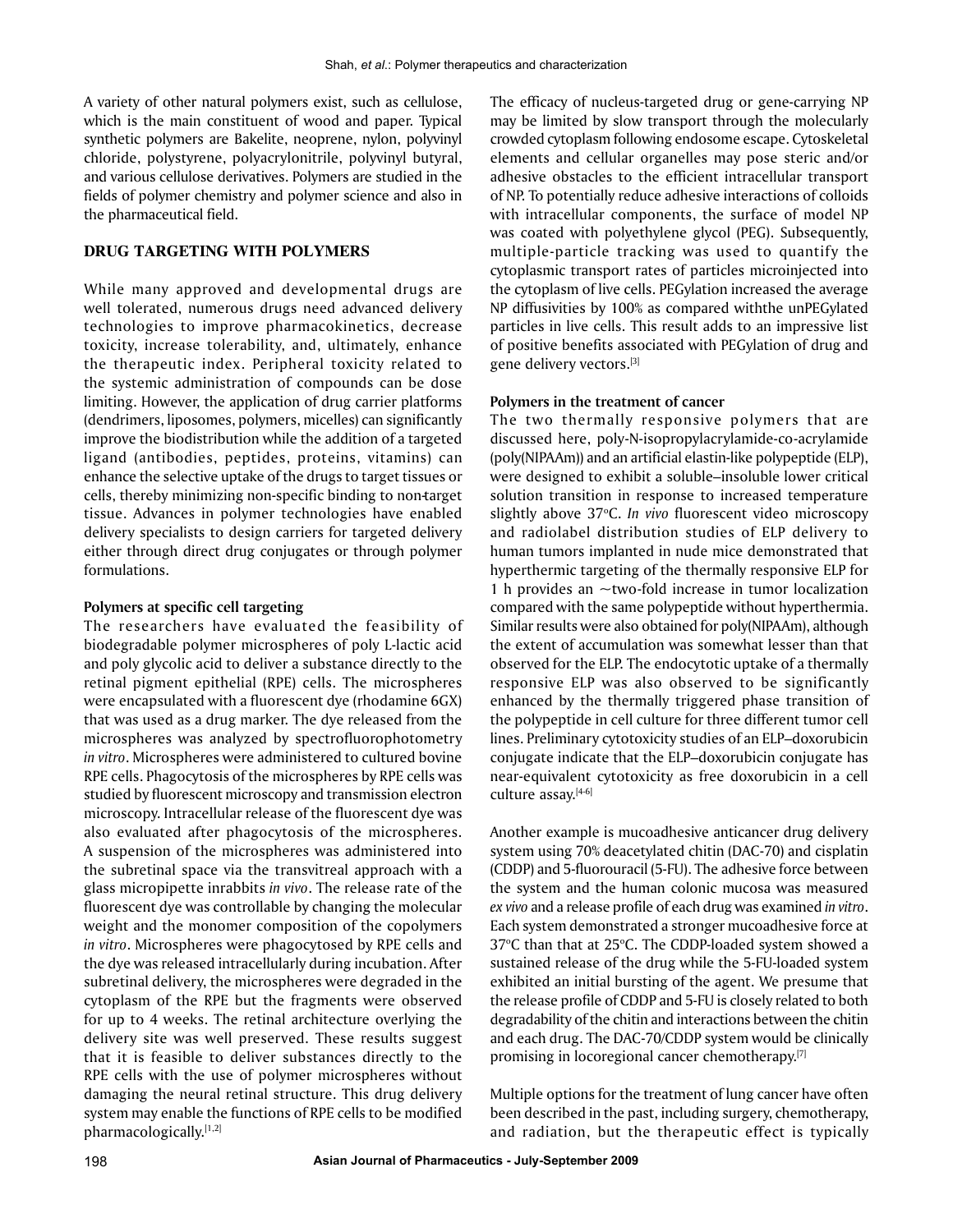A variety of other natural polymers exist, such as cellulose, which is the main constituent of wood and paper. Typical synthetic polymers are Bakelite, neoprene, nylon, polyvinyl chloride, polystyrene, polyacrylonitrile, polyvinyl butyral, and various cellulose derivatives. Polymers are studied in the fields of polymer chemistry and polymer science and also in the pharmaceutical field.

## DRUG TARGETING WITH POLYMERS

While many approved and developmental drugs are well tolerated, numerous drugs need advanced delivery technologies to improve pharmacokinetics, decrease toxicity, increase tolerability, and, ultimately, enhance the therapeutic index. Peripheral toxicity related to the systemic administration of compounds can be dose limiting. However, the application of drug carrier platforms (dendrimers, liposomes, polymers, micelles) can significantly improve the biodistribution while the addition of a targeted ligand (antibodies, peptides, proteins, vitamins) can enhance the selective uptake of the drugs to target tissues or cells, thereby minimizing non-specific binding to non-target tissue. Advances in polymer technologies have enabled delivery specialists to design carriers for targeted delivery either through direct drug conjugates or through polymer formulations.

### Polymers at specific cell targeting

The researchers have evaluated the feasibility of biodegradable polymer microspheres of poly L-lactic acid and poly glycolic acid to deliver a substance directly to the retinal pigment epithelial (RPE) cells. The microspheres were encapsulated with a fluorescent dye (rhodamine 6GX) that was used as a drug marker. The dye released from the microspheres was analyzed by spectrofluorophotometry *in vitro*. Microspheres were administered to cultured bovine RPE cells. Phagocytosis of the microspheres by RPE cells was studied by fluorescent microscopy and transmission electron microscopy. Intracellular release of the fluorescent dye was also evaluated after phagocytosis of the microspheres. A suspension of the microspheres was administered into the subretinal space via the transvitreal approach with a glass micropipette inrabbits *in vivo*. The release rate of the fluorescent dye was controllable by changing the molecular weight and the monomer composition of the copolymers *in vitro*. Microspheres were phagocytosed by RPE cells and the dye was released intracellularly during incubation. After subretinal delivery, the microspheres were degraded in the cytoplasm of the RPE but the fragments were observed for up to 4 weeks. The retinal architecture overlying the delivery site was well preserved. These results suggest that it is feasible to deliver substances directly to the RPE cells with the use of polymer microspheres without damaging the neural retinal structure. This drug delivery system may enable the functions of RPE cells to be modified pharmacologically.[1,2]

The efficacy of nucleus-targeted drug or gene-carrying NP may be limited by slow transport through the molecularly crowded cytoplasm following endosome escape. Cytoskeletal elements and cellular organelles may pose steric and/or adhesive obstacles to the efficient intracellular transport of NP. To potentially reduce adhesive interactions of colloids with intracellular components, the surface of model NP was coated with polyethylene glycol (PEG). Subsequently, multiple-particle tracking was used to quantify the cytoplasmic transport rates of particles microinjected into the cytoplasm of live cells. PEGylation increased the average NP diffusivities by 100% as compared withthe unPEGylated particles in live cells. This result adds to an impressive list of positive benefits associated with PEGylation of drug and gene delivery vectors.[3]

### Polymers in the treatment of cancer

The two thermally responsive polymers that are discussed here, poly-N-isopropylacrylamide-co-acrylamide (poly(NIPAAm)) and an artificial elastin-like polypeptide (ELP), were designed to exhibit a soluble–insoluble lower critical solution transition in response to increased temperature slightly above 37°C. *In vivo* fluorescent video microscopy and radiolabel distribution studies of ELP delivery to human tumors implanted in nude mice demonstrated that hyperthermic targeting of the thermally responsive ELP for 1 h provides an ~two-fold increase in tumor localization compared with the same polypeptide without hyperthermia. Similar results were also obtained for poly(NIPAAm), although the extent of accumulation was somewhat lesser than that observed for the ELP. The endocytotic uptake of a thermally responsive ELP was also observed to be significantly enhanced by the thermally triggered phase transition of the polypeptide in cell culture for three different tumor cell lines. Preliminary cytotoxicity studies of an ELP–doxorubicin conjugate indicate that the ELP–doxorubicin conjugate has near-equivalent cytotoxicity as free doxorubicin in a cell culture assay.[4-6]

Another example is mucoadhesive anticancer drug delivery system using 70% deacetylated chitin (DAC-70) and cisplatin (CDDP) and 5-fluorouracil (5-FU). The adhesive force between the system and the human colonic mucosa was measured *ex vivo* and a release profile of each drug was examined *in vitro*. Each system demonstrated a stronger mucoadhesive force at 37°C than that at 25°C. The CDDP-loaded system showed a sustained release of the drug while the 5-FU-loaded system exhibited an initial bursting of the agent. We presume that the release profile of CDDP and 5-FU is closely related to both degradability of the chitin and interactions between the chitin and each drug. The DAC-70/CDDP system would be clinically promising in locoregional cancer chemotherapy.[7]

Multiple options for the treatment of lung cancer have often been described in the past, including surgery, chemotherapy, and radiation, but the therapeutic effect is typically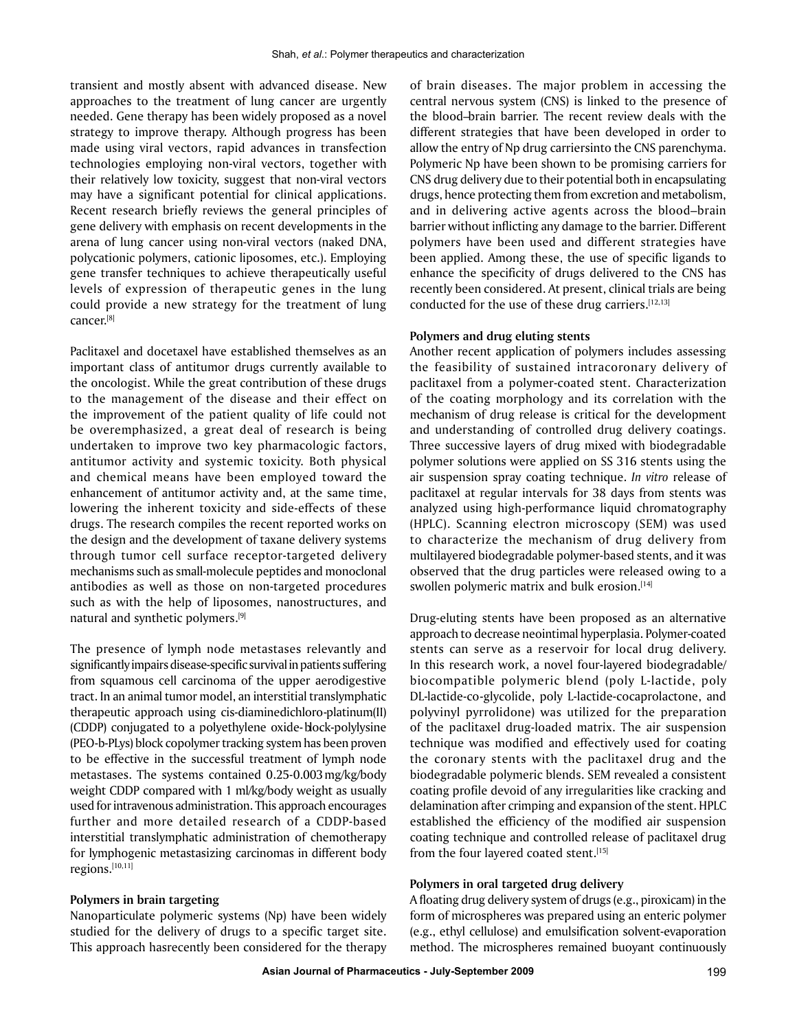transient and mostly absent with advanced disease. New approaches to the treatment of lung cancer are urgently needed. Gene therapy has been widely proposed as a novel strategy to improve therapy. Although progress has been made using viral vectors, rapid advances in transfection technologies employing non-viral vectors, together with their relatively low toxicity, suggest that non-viral vectors may have a significant potential for clinical applications. Recent research briefly reviews the general principles of gene delivery with emphasis on recent developments in the arena of lung cancer using non-viral vectors (naked DNA, polycationic polymers, cationic liposomes, etc.). Employing gene transfer techniques to achieve therapeutically useful levels of expression of therapeutic genes in the lung could provide a new strategy for the treatment of lung cancer.[8]

Paclitaxel and docetaxel have established themselves as an important class of antitumor drugs currently available to the oncologist. While the great contribution of these drugs to the management of the disease and their effect on the improvement of the patient quality of life could not be overemphasized, a great deal of research is being undertaken to improve two key pharmacologic factors, antitumor activity and systemic toxicity. Both physical and chemical means have been employed toward the enhancement of antitumor activity and, at the same time, lowering the inherent toxicity and side-effects of these drugs. The research compiles the recent reported works on the design and the development of taxane delivery systems through tumor cell surface receptor-targeted delivery mechanisms such as small-molecule peptides and monoclonal antibodies as well as those on non-targeted procedures such as with the help of liposomes, nanostructures, and natural and synthetic polymers.[9]

The presence of lymph node metastases relevantly and significantly impairs disease-specific survival in patients suffering from squamous cell carcinoma of the upper aerodigestive tract. In an animal tumor model, an interstitial translymphatic therapeutic approach using cis-diaminedichloro-platinum(II) (CDDP) conjugated to a polyethylene oxide-block-polylysine (PEO-b-PLys) block copolymer tracking system has been proven to be effective in the successful treatment of lymph node metastases. The systems contained 0.25-0.003 mg/kg/body weight CDDP compared with 1 ml/kg/body weight as usually used for intravenous administration. This approach encourages further and more detailed research of a CDDP-based interstitial translymphatic administration of chemotherapy for lymphogenic metastasizing carcinomas in different body regions.[10,11]

**Polymers in brain targeting**

Nanoparticulate polymeric systems (Np) have been widely studied for the delivery of drugs to a specific target site. This approach hasrecently been considered for the therapy of brain diseases. The major problem in accessing the central nervous system (CNS) is linked to the presence of the blood–brain barrier. The recent review deals with the different strategies that have been developed in order to allow the entry of Np drug carriersinto the CNS parenchyma. Polymeric Np have been shown to be promising carriers for CNS drug delivery due to their potential both in encapsulating drugs, hence protecting them from excretion and metabolism, and in delivering active agents across the blood–brain barrier without inflicting any damage to the barrier. Different polymers have been used and different strategies have been applied. Among these, the use of specific ligands to enhance the specificity of drugs delivered to the CNS has recently been considered. At present, clinical trials are being conducted for the use of these drug carriers.[12,13]

**Polymers and drug eluting stents**

Another recent application of polymers includes assessing the feasibility of sustained intracoronary delivery of paclitaxel from a polymer-coated stent. Characterization of the coating morphology and its correlation with the mechanism of drug release is critical for the development and understanding of controlled drug delivery coatings. Three successive layers of drug mixed with biodegradable polymer solutions were applied on SS 316 stents using the air suspension spray coating technique. *In vitro* release of paclitaxel at regular intervals for 38 days from stents was analyzed using high-performance liquid chromatography (HPLC). Scanning electron microscopy (SEM) was used to characterize the mechanism of drug delivery from multilayered biodegradable polymer-based stents, and it was observed that the drug particles were released owing to a swollen polymeric matrix and bulk erosion.[14]

Drug-eluting stents have been proposed as an alternative approach to decrease neointimal hyperplasia. Polymer-coated stents can serve as a reservoir for local drug delivery. In this research work, a novel four-layered biodegradable/biocompatible polymeric blend (poly L-lactide, poly DL-lactide-co-glycolide, poly L-lactide-cocaprolactone, and polyvinyl pyrrolidone) was utilized for the preparation of the paclitaxel drug-loaded matrix. The air suspension technique was modified and effectively used for coating the coronary stents with the paclitaxel drug and the biodegradable polymeric blends. SEM revealed a consistent coating profile devoid of any irregularities like cracking and delamination after crimping and expansion of the stent. HPLC established the efficiency of the modified air suspension coating technique and controlled release of paclitaxel drug from the four layered coated stent.[15]

**Polymers in oral targeted drug delivery**

A floating drug delivery system of drugs (e.g., piroxicam) in the form of microspheres was prepared using an enteric polymer (e.g., ethyl cellulose) and emulsification solvent-evaporation method. The microspheres remained buoyant continuously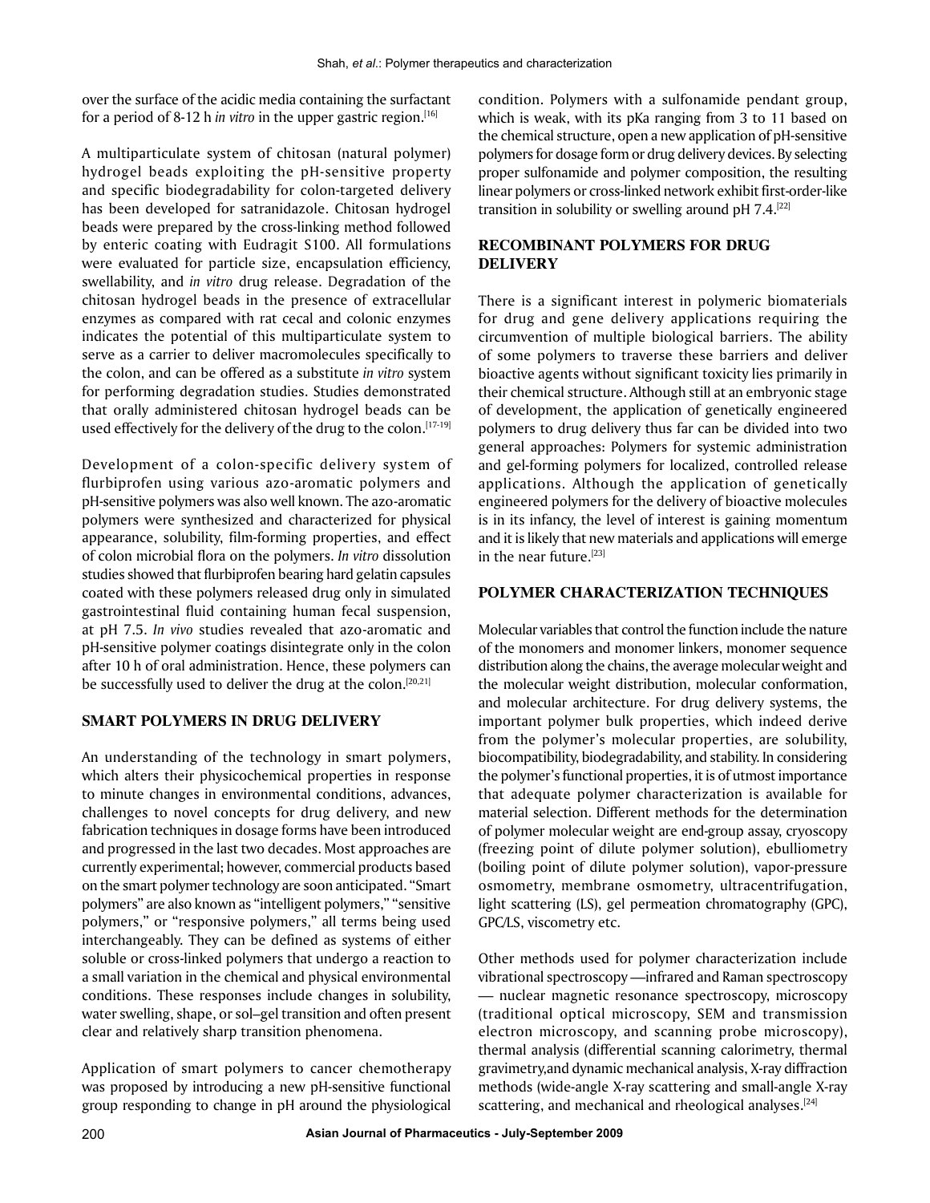over the surface of the acidic media containing the surfactant for a period of 8-12 h *in vitro* in the upper gastric region.[16]

A multiparticulate system of chitosan (natural polymer) hydrogel beads exploiting the pH-sensitive property and specific biodegradability for colon-targeted delivery has been developed for satranidazole. Chitosan hydrogel beads were prepared by the cross-linking method followed by enteric coating with Eudragit S100. All formulations were evaluated for particle size, encapsulation efficiency, swellability, and *in vitro* drug release. Degradation of the chitosan hydrogel beads in the presence of extracellular enzymes as compared with rat cecal and colonic enzymes indicates the potential of this multiparticulate system to serve as a carrier to deliver macromolecules specifically to the colon, and can be offered as a substitute *in vitro* system for performing degradation studies. Studies demonstrated that orally administered chitosan hydrogel beads can be used effectively for the delivery of the drug to the colon.[17-19]

Development of a colon-specific delivery system of flurbiprofen using various azo-aromatic polymers and pH-sensitive polymers was also well known. The azo-aromatic polymers were synthesized and characterized for physical appearance, solubility, film-forming properties, and effect of colon microbial flora on the polymers. *In vitro* dissolution studies showed that flurbiprofen bearing hard gelatin capsules coated with these polymers released drug only in simulated gastrointestinal fluid containing human fecal suspension, at pH 7.5. *In vivo* studies revealed that azo-aromatic and pH-sensitive polymer coatings disintegrate only in the colon after 10 h of oral administration. Hence, these polymers can be successfully used to deliver the drug at the colon.[20,21]

## SMART POLYMERS IN DRUG DELIVERY

An understanding of the technology in smart polymers, which alters their physicochemical properties in response to minute changes in environmental conditions, advances, challenges to novel concepts for drug delivery, and new fabrication techniques in dosage forms have been introduced and progressed in the last two decades. Most approaches are currently experimental; however, commercial products based on the smart polymer technology are soon anticipated. "Smart polymers" are also known as "intelligent polymers," "sensitive polymers," or "responsive polymers," all terms being used interchangeably. They can be defined as systems of either soluble or cross-linked polymers that undergo a reaction to a small variation in the chemical and physical environmental conditions. These responses include changes in solubility, water swelling, shape, or sol–gel transition and often present clear and relatively sharp transition phenomena.

Application of smart polymers to cancer chemotherapy was proposed by introducing a new pH-sensitive functional group responding to change in pH around the physiological condition. Polymers with a sulfonamide pendant group, which is weak, with its pKa ranging from 3 to 11 based on the chemical structure, open a new application of pH-sensitive polymers for dosage form or drug delivery devices. By selecting proper sulfonamide and polymer composition, the resulting linear polymers or cross-linked network exhibit first-order-like transition in solubility or swelling around pH 7.4.[22]

## RECOMBINANT POLYMERS FOR DRUG DELIVERY

There is a significant interest in polymeric biomaterials for drug and gene delivery applications requiring the circumvention of multiple biological barriers. The ability of some polymers to traverse these barriers and deliver bioactive agents without significant toxicity lies primarily in their chemical structure. Although still at an embryonic stage of development, the application of genetically engineered polymers to drug delivery thus far can be divided into two general approaches: Polymers for systemic administration and gel-forming polymers for localized, controlled release applications. Although the application of genetically engineered polymers for the delivery of bioactive molecules is in its infancy, the level of interest is gaining momentum and it is likely that new materials and applications will emerge in the near future.[23]

## POLYMER CHARACTERIZATION TECHNIQUES

Molecular variables that control the function include the nature of the monomers and monomer linkers, monomer sequence distribution along the chains, the average molecular weight and the molecular weight distribution, molecular conformation, and molecular architecture. For drug delivery systems, the important polymer bulk properties, which indeed derive from the polymer's molecular properties, are solubility, biocompatibility, biodegradability, and stability. In considering the polymer's functional properties, it is of utmost importance that adequate polymer characterization is available for material selection. Different methods for the determination of polymer molecular weight are end-group assay, cryoscopy (freezing point of dilute polymer solution), ebulliometry (boiling point of dilute polymer solution), vapor-pressure osmometry, membrane osmometry, ultracentrifugation, light scattering (LS), gel permeation chromatography (GPC), GPC/LS, viscometry etc.

Other methods used for polymer characterization include vibrational spectroscopy —infrared and Raman spectroscopy — nuclear magnetic resonance spectroscopy, microscopy (traditional optical microscopy, SEM and transmission electron microscopy, and scanning probe microscopy), thermal analysis (differential scanning calorimetry, thermal gravimetry,and dynamic mechanical analysis, X-ray diffraction methods (wide-angle X-ray scattering and small-angle X-ray scattering, and mechanical and rheological analyses.[24]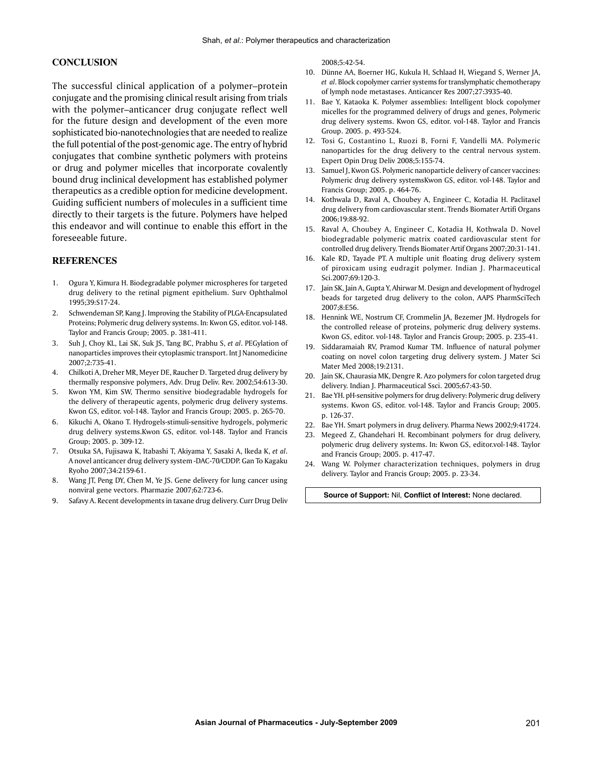## CONCLUSION

The successful clinical application of a polymer–protein conjugate and the promising clinical result arising from trials with the polymer–anticancer drug conjugate reflect well for the future design and development of the even more sophisticated bio-nanotechnologies that are needed to realize the full potential of the post-genomic age. The entry of hybrid conjugates that combine synthetic polymers with proteins or drug and polymer micelles that incorporate covalently bound drug inclinical development has established polymer therapeutics as a credible option for medicine development. Guiding sufficient numbers of molecules in a sufficient time directly to their targets is the future. Polymers have helped this endeavor and will continue to enable this effort in the foreseeable future.

## REFERENCES

1. Ogura Y, Kimura H. Biodegradable polymer microspheres for targeted drug delivery to the retinal pigment epithelium. Surv Ophthalmol 1995;39:S17-24.
2. Schwendeman SP, Kang J. Improving the Stability of PLGA-Encapsulated Proteins; Polymeric drug delivery systems. In: Kwon GS, editor. vol-148. Taylor and Francis Group; 2005. p. 381-411.
3. Suh J, Choy KL, Lai SK, Suk JS, Tang BC, Prabhu S, *et al*. PEGylation of nanoparticles improves their cytoplasmic transport. Int J Nanomedicine 2007;2:735-41.
4. Chilkoti A, Dreher MR, Meyer DE, Raucher D. Targeted drug delivery by thermally responsive polymers, Adv. Drug Deliv. Rev. 2002;54:613-30.
5. Kwon YM, Kim SW, Thermo sensitive biodegradable hydrogels for the delivery of therapeutic agents, polymeric drug delivery systems. Kwon GS, editor. vol-148. Taylor and Francis Group; 2005. p. 265-70.
6. Kikuchi A, Okano T. Hydrogels-stimuli-sensitive hydrogels, polymeric drug delivery systems.Kwon GS, editor. vol-148. Taylor and Francis Group; 2005. p. 309-12.
7. Otsuka SA, Fujisawa K, Itabashi T, Akiyama Y, Sasaki A, Ikeda K, *et al*. A novel anticancer drug delivery system -DAC-70/CDDP. Gan To Kagaku Ryoho 2007;34:2159-61.
8. Wang JT, Peng DY, Chen M, Ye JS. Gene delivery for lung cancer using nonviral gene vectors. Pharmazie 2007;62:723-6.
9. Safavy A. Recent developments in taxane drug delivery. Curr Drug Deliv 2008;5:42-54.
10. Dünne AA, Boerner HG, Kukula H, Schlaad H, Wiegand S, Werner JA, *et al*. Block copolymer carrier systems for translymphatic chemotherapy of lymph node metastases. Anticancer Res 2007;27:3935-40.
11. Bae Y, Kataoka K. Polymer assemblies: Intelligent block copolymer micelles for the programmed delivery of drugs and genes, Polymeric drug delivery systems. Kwon GS, editor. vol-148. Taylor and Francis Group. 2005. p. 493-524.
12. Tosi G, Costantino L, Ruozi B, Forni F, Vandelli MA. Polymeric nanoparticles for the drug delivery to the central nervous system. Expert Opin Drug Deliv 2008;5:155-74.
13. Samuel J, Kwon GS. Polymeric nanoparticle delivery of cancer vaccines: Polymeric drug delivery systemsKwon GS, editor. vol-148. Taylor and Francis Group; 2005. p. 464-76.
14. Kothwala D, Raval A, Choubey A, Engineer C, Kotadia H. Paclitaxel drug delivery from cardiovascular stent. Trends Biomater Artifi Organs 2006;19:88-92.
15. Raval A, Choubey A, Engineer C, Kotadia H, Kothwala D. Novel biodegradable polymeric matrix coated cardiovascular stent for controlled drug delivery. Trends Biomater Artif Organs 2007;20:31-141.
16. Kale RD, Tayade PT. A multiple unit floating drug delivery system of piroxicam using eudragit polymer. Indian J. Pharmaceutical Sci.2007;69:120-3.
17. Jain SK, Jain A, Gupta Y, Ahirwar M. Design and development of hydrogel beads for targeted drug delivery to the colon, AAPS PharmSciTech 2007;8:E56.
18. Hennink WE, Nostrum CF, Crommelin JA, Bezemer JM. Hydrogels for the controlled release of proteins, polymeric drug delivery systems. Kwon GS, editor. vol-148. Taylor and Francis Group; 2005. p. 235-41.
19. Siddaramaiah RV, Pramod Kumar TM. Influence of natural polymer coating on novel colon targeting drug delivery system. J Mater Sci Mater Med 2008;19:2131.
20. Jain SK, Chaurasia MK, Dengre R. Azo polymers for colon targeted drug delivery. Indian J. Pharmaceutical Ssci. 2005;67:43-50.
21. Bae YH. pH-sensitive polymers for drug delivery: Polymeric drug delivery systems. Kwon GS, editor. vol-148. Taylor and Francis Group; 2005. p. 126-37.
22. Bae YH. Smart polymers in drug delivery. Pharma News 2002;9:41724.
23. Megeed Z, Ghandehari H. Recombinant polymers for drug delivery, polymeric drug delivery systems. In: Kwon GS, editor.vol-148. Taylor and Francis Group; 2005. p. 417-47.
24. Wang W. Polymer characterization techniques, polymers in drug delivery. Taylor and Francis Group; 2005. p. 23-34.

**Source of Support:** Nil, **Conflict of Interest:** None declared.